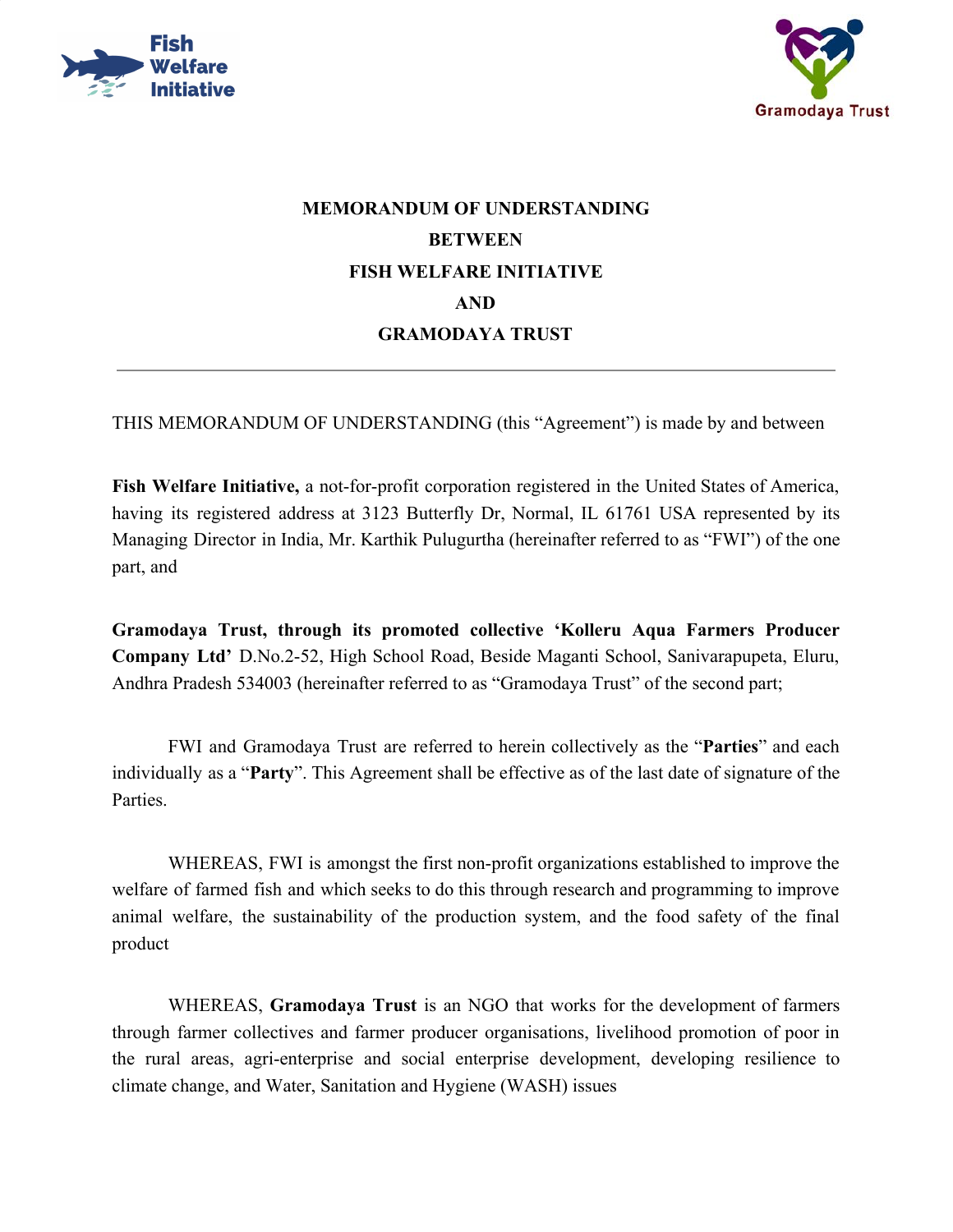**MEMORANDUM OF UNDERSTANDING**
**BETWEEN**
**FISH WELFARE INITIATIVE**
**AND**
**GRAMODAYA TRUST**

---

THIS MEMORANDUM OF UNDERSTANDING (this "Agreement") is made by and between

**Fish Welfare Initiative,** a not-for-profit corporation registered in the United States of America, having its registered address at 3123 Butterfly Dr, Normal, IL 61761 USA represented by its Managing Director in India, Mr. Karthik Pulugurtha (hereinafter referred to as "FWI") of the one part, and

**Gramodaya Trust, through its promoted collective 'Kolleru Aqua Farmers Producer Company Ltd'** D.No.2-52, High School Road, Beside Maganti School, Sanivarapupeta, Eluru, Andhra Pradesh 534003 (hereinafter referred to as "Gramodaya Trust" of the second part;

FWI and Gramodaya Trust are referred to herein collectively as the "**Parties**" and each individually as a "**Party**". This Agreement shall be effective as of the last date of signature of the Parties.

WHEREAS, FWI is amongst the first non-profit organizations established to improve the welfare of farmed fish and which seeks to do this through research and programming to improve animal welfare, the sustainability of the production system, and the food safety of the final product

WHEREAS, **Gramodaya Trust** is an NGO that works for the development of farmers through farmer collectives and farmer producer organisations, livelihood promotion of poor in the rural areas, agri-enterprise and social enterprise development, developing resilience to climate change, and Water, Sanitation and Hygiene (WASH) issues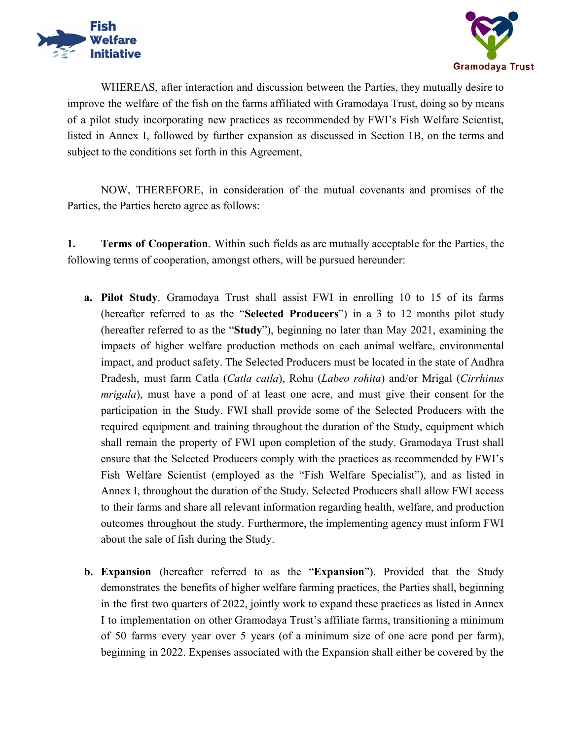WHEREAS, after interaction and discussion between the Parties, they mutually desire to improve the welfare of the fish on the farms affiliated with Gramodaya Trust, doing so by means of a pilot study incorporating new practices as recommended by FWI's Fish Welfare Scientist, listed in Annex I, followed by further expansion as discussed in Section 1B, on the terms and subject to the conditions set forth in this Agreement,

NOW, THEREFORE, in consideration of the mutual covenants and promises of the Parties, the Parties hereto agree as follows:

**1. Terms of Cooperation**. Within such fields as are mutually acceptable for the Parties, the following terms of cooperation, amongst others, will be pursued hereunder:

a. **Pilot Study**. Gramodaya Trust shall assist FWI in enrolling 10 to 15 of its farms (hereafter referred to as the "**Selected Producers**") in a 3 to 12 months pilot study (hereafter referred to as the "**Study**"), beginning no later than May 2021, examining the impacts of higher welfare production methods on each animal welfare, environmental impact, and product safety. The Selected Producers must be located in the state of Andhra Pradesh, must farm Catla (*Catla catla*), Rohu (*Labeo rohita*) and/or Mrigal (*Cirrhinus mrigala*), must have a pond of at least one acre, and must give their consent for the participation in the Study. FWI shall provide some of the Selected Producers with the required equipment and training throughout the duration of the Study, equipment which shall remain the property of FWI upon completion of the study. Gramodaya Trust shall ensure that the Selected Producers comply with the practices as recommended by FWI's Fish Welfare Scientist (employed as the "Fish Welfare Specialist"), and as listed in Annex I, throughout the duration of the Study. Selected Producers shall allow FWI access to their farms and share all relevant information regarding health, welfare, and production outcomes throughout the study. Furthermore, the implementing agency must inform FWI about the sale of fish during the Study.

b. **Expansion** (hereafter referred to as the "**Expansion**"). Provided that the Study demonstrates the benefits of higher welfare farming practices, the Parties shall, beginning in the first two quarters of 2022, jointly work to expand these practices as listed in Annex I to implementation on other Gramodaya Trust's affiliate farms, transitioning a minimum of 50 farms every year over 5 years (of a minimum size of one acre pond per farm), beginning in 2022. Expenses associated with the Expansion shall either be covered by the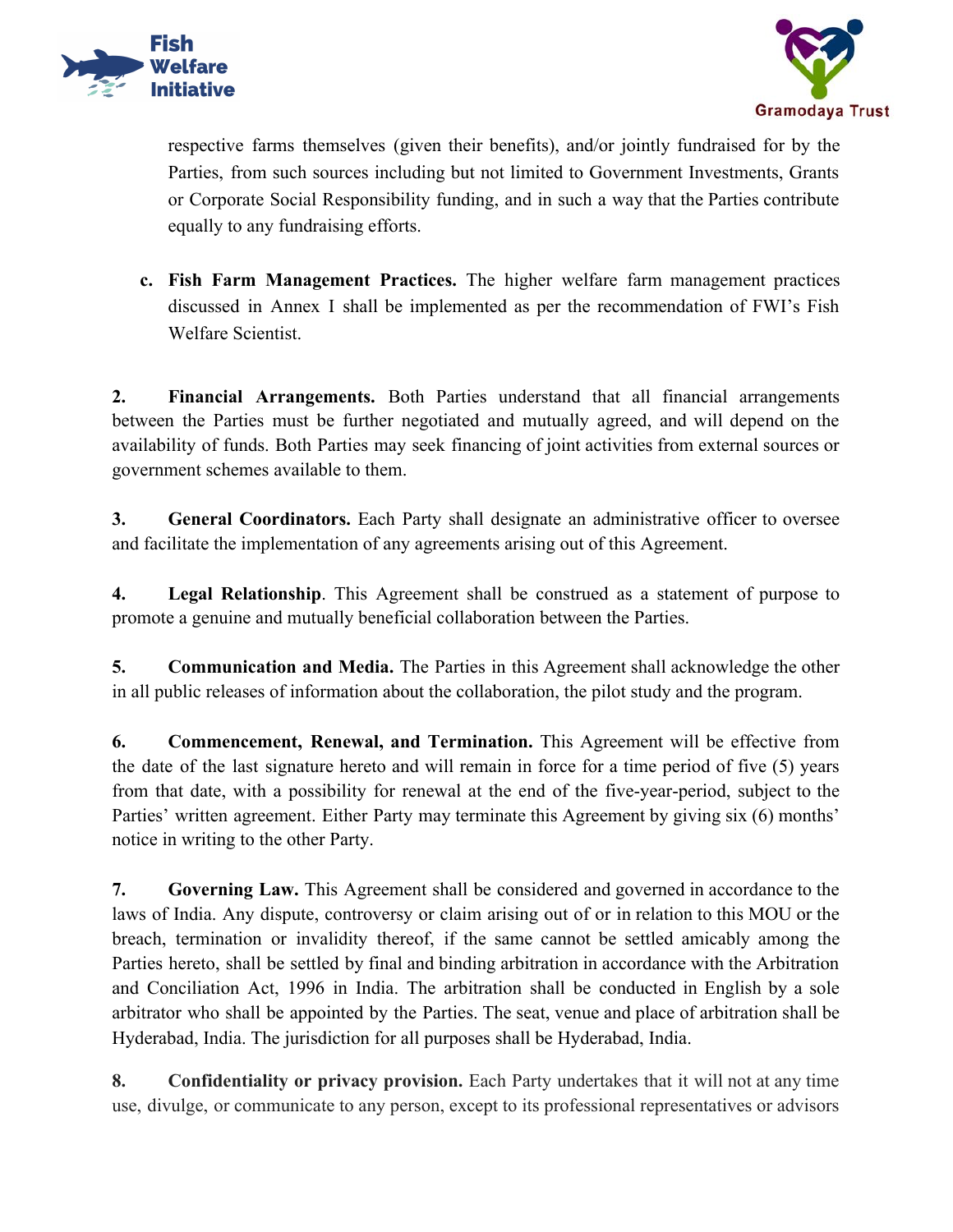respective farms themselves (given their benefits), and/or jointly fundraised for by the Parties, from such sources including but not limited to Government Investments, Grants or Corporate Social Responsibility funding, and in such a way that the Parties contribute equally to any fundraising efforts.

c. **Fish Farm Management Practices.** The higher welfare farm management practices discussed in Annex I shall be implemented as per the recommendation of FWI's Fish Welfare Scientist.

**2. Financial Arrangements.** Both Parties understand that all financial arrangements between the Parties must be further negotiated and mutually agreed, and will depend on the availability of funds. Both Parties may seek financing of joint activities from external sources or government schemes available to them.

**3. General Coordinators.** Each Party shall designate an administrative officer to oversee and facilitate the implementation of any agreements arising out of this Agreement.

**4. Legal Relationship**. This Agreement shall be construed as a statement of purpose to promote a genuine and mutually beneficial collaboration between the Parties.

**5. Communication and Media.** The Parties in this Agreement shall acknowledge the other in all public releases of information about the collaboration, the pilot study and the program.

**6. Commencement, Renewal, and Termination.** This Agreement will be effective from the date of the last signature hereto and will remain in force for a time period of five (5) years from that date, with a possibility for renewal at the end of the five-year-period, subject to the Parties' written agreement. Either Party may terminate this Agreement by giving six (6) months' notice in writing to the other Party.

**7. Governing Law.** This Agreement shall be considered and governed in accordance to the laws of India. Any dispute, controversy or claim arising out of or in relation to this MOU or the breach, termination or invalidity thereof, if the same cannot be settled amicably among the Parties hereto, shall be settled by final and binding arbitration in accordance with the Arbitration and Conciliation Act, 1996 in India. The arbitration shall be conducted in English by a sole arbitrator who shall be appointed by the Parties. The seat, venue and place of arbitration shall be Hyderabad, India. The jurisdiction for all purposes shall be Hyderabad, India.

**8. Confidentiality or privacy provision.** Each Party undertakes that it will not at any time use, divulge, or communicate to any person, except to its professional representatives or advisors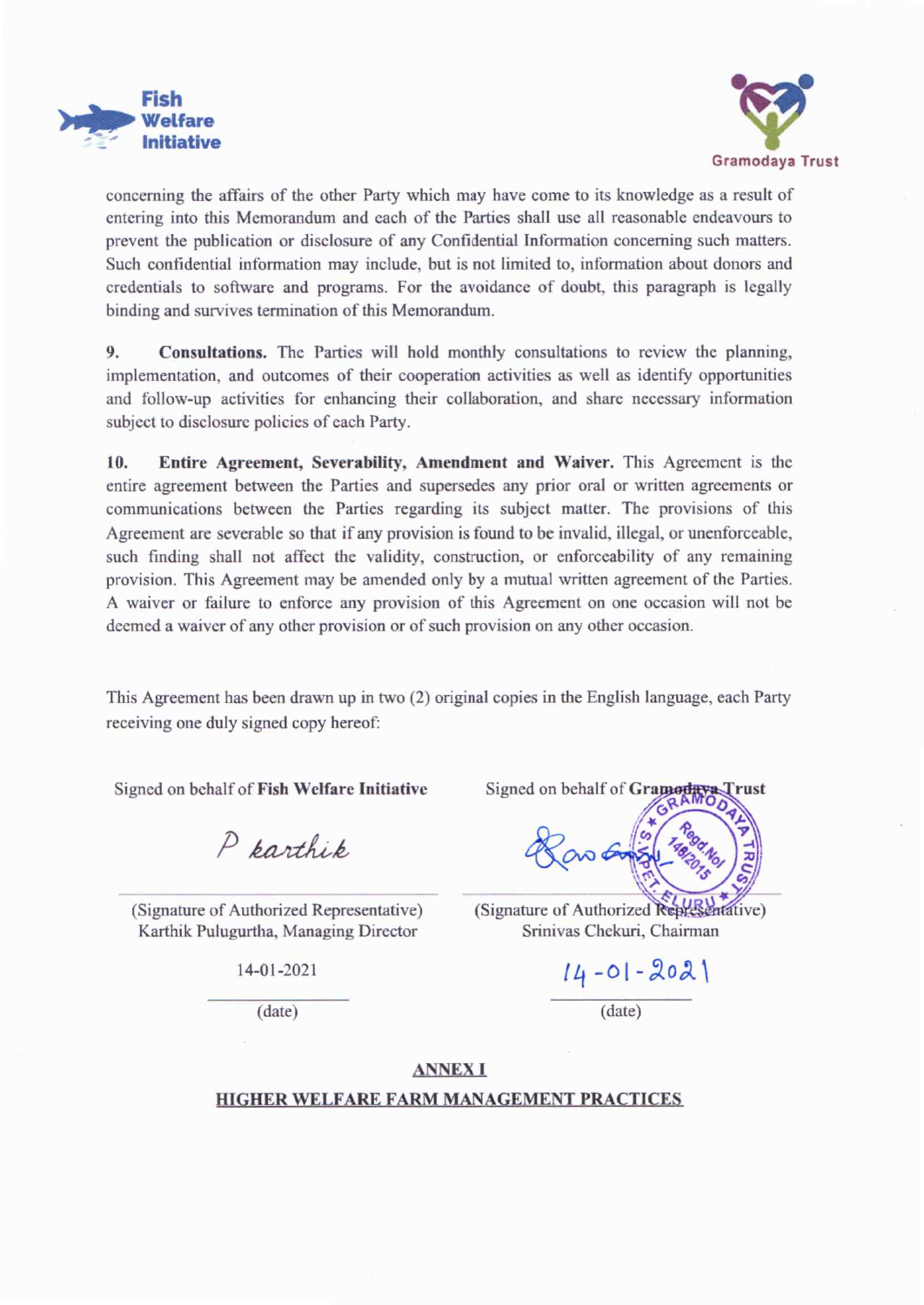concerning the affairs of the other Party which may have come to its knowledge as a result of entering into this Memorandum and each of the Parties shall use all reasonable endeavours to prevent the publication or disclosure of any Confidential Information concerning such matters. Such confidential information may include, but is not limited to, information about donors and credentials to software and programs. For the avoidance of doubt, this paragraph is legally binding and survives termination of this Memorandum.

**9. Consultations.** The Parties will hold monthly consultations to review the planning, implementation, and outcomes of their cooperation activities as well as identify opportunities and follow-up activities for enhancing their collaboration, and share necessary information subject to disclosure policies of each Party.

**10. Entire Agreement, Severability, Amendment and Waiver.** This Agreement is the entire agreement between the Parties and supersedes any prior oral or written agreements or communications between the Parties regarding its subject matter. The provisions of this Agreement are severable so that if any provision is found to be invalid, illegal, or unenforceable, such finding shall not affect the validity, construction, or enforceability of any remaining provision. This Agreement may be amended only by a mutual written agreement of the Parties. A waiver or failure to enforce any provision of this Agreement on one occasion will not be deemed a waiver of any other provision or of such provision on any other occasion.

This Agreement has been drawn up in two (2) original copies in the English language, each Party receiving one duly signed copy hereof:

| Signed on behalf of **Fish Welfare Initiative** | Signed on behalf of **Gramodaya Trust** |
| --- | --- |
| P karthik | [signature] |
| (Signature of Authorized Representative)<br>Karthik Pulugurtha, Managing Director | (Signature of Authorized Representative)<br>Srinivas Chekuri, Chairman |
| 14-01-2021 | 14-01-2021 |
| (date) | (date) |

**ANNEX I**

**HIGHER WELFARE FARM MANAGEMENT PRACTICES**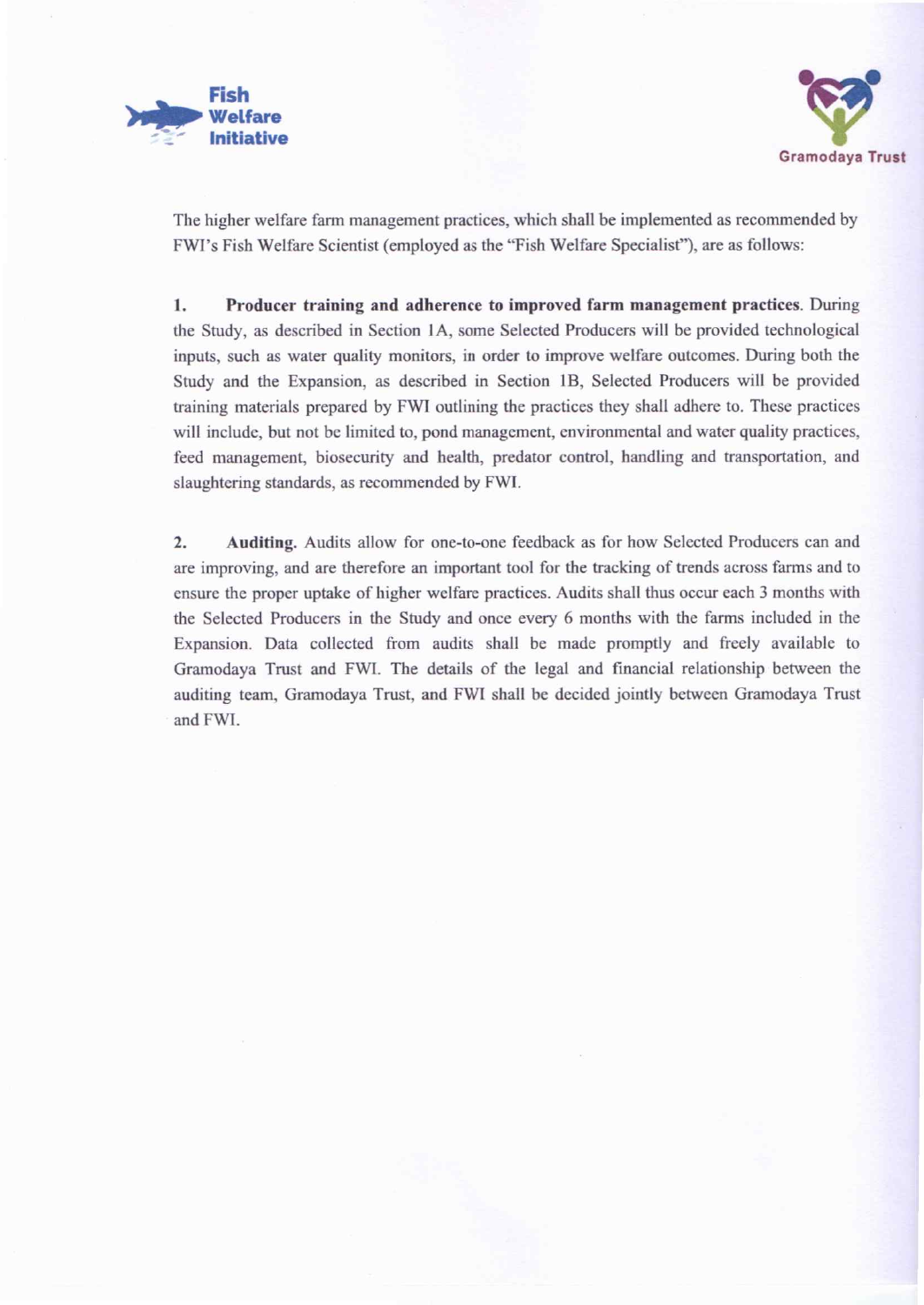The higher welfare farm management practices, which shall be implemented as recommended by FWI's Fish Welfare Scientist (employed as the "Fish Welfare Specialist"), are as follows:

1. **Producer training and adherence to improved farm management practices**. During the Study, as described in Section 1A, some Selected Producers will be provided technological inputs, such as water quality monitors, in order to improve welfare outcomes. During both the Study and the Expansion, as described in Section 1B, Selected Producers will be provided training materials prepared by FWI outlining the practices they shall adhere to. These practices will include, but not be limited to, pond management, environmental and water quality practices, feed management, biosecurity and health, predator control, handling and transportation, and slaughtering standards, as recommended by FWI.

2. **Auditing.** Audits allow for one-to-one feedback as for how Selected Producers can and are improving, and are therefore an important tool for the tracking of trends across farms and to ensure the proper uptake of higher welfare practices. Audits shall thus occur each 3 months with the Selected Producers in the Study and once every 6 months with the farms included in the Expansion. Data collected from audits shall be made promptly and freely available to Gramodaya Trust and FWI. The details of the legal and financial relationship between the auditing team, Gramodaya Trust, and FWI shall be decided jointly between Gramodaya Trust and FWI.